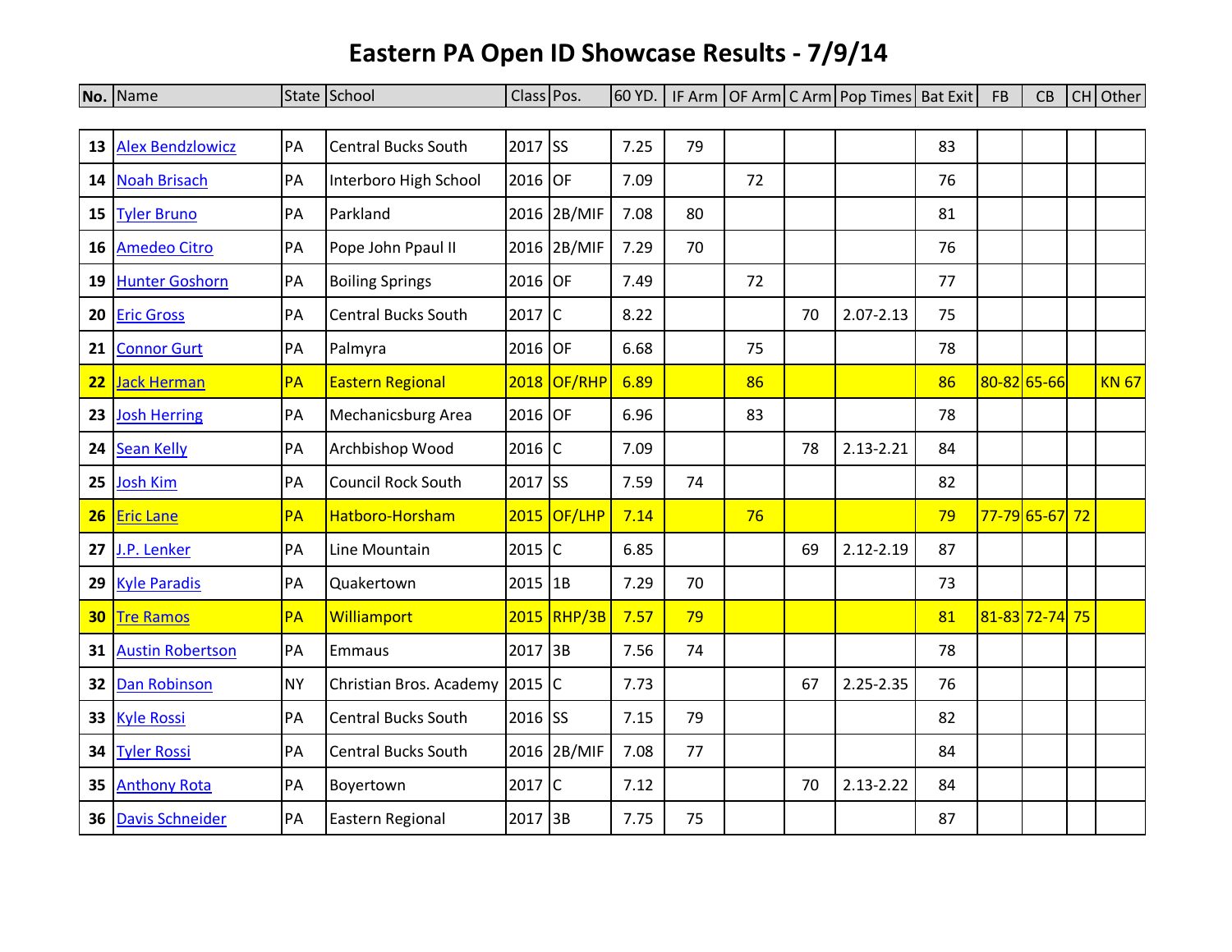# Eastern PA Open ID Showcase Results - 7/9/14

| No. | Name | State | School | Class | Pos. | 60 YD. | IF Arm | OF Arm | C Arm | Pop Times | Bat Exit | FB | CB | CH | Other |
|---|---|---|---|---|---|---|---|---|---|---|---|---|---|---|---|
| 13 | Alex Bendzlowicz | PA | Central Bucks South | 2017 | SS | 7.25 | 79 | | | | 83 | | | | |
| 14 | Noah Brisach | PA | Interboro High School | 2016 | OF | 7.09 | | 72 | | | 76 | | | | |
| 15 | Tyler Bruno | PA | Parkland | 2016 | 2B/MIF | 7.08 | 80 | | | | 81 | | | | |
| 16 | Amedeo Citro | PA | Pope John Ppaul II | 2016 | 2B/MIF | 7.29 | 70 | | | | 76 | | | | |
| 19 | Hunter Goshorn | PA | Boiling Springs | 2016 | OF | 7.49 | | 72 | | | 77 | | | | |
| 20 | Eric Gross | PA | Central Bucks South | 2017 | C | 8.22 | | | 70 | 2.07-2.13 | 75 | | | | |
| 21 | Connor Gurt | PA | Palmyra | 2016 | OF | 6.68 | | 75 | | | 78 | | | | |
| 22 | Jack Herman | PA | Eastern Regional | 2018 | OF/RHP | 6.89 | | 86 | | | 86 | 80-82 | 65-66 | | KN 67 |
| 23 | Josh Herring | PA | Mechanicsburg Area | 2016 | OF | 6.96 | | 83 | | | 78 | | | | |
| 24 | Sean Kelly | PA | Archbishop Wood | 2016 | C | 7.09 | | | 78 | 2.13-2.21 | 84 | | | | |
| 25 | Josh Kim | PA | Council Rock South | 2017 | SS | 7.59 | 74 | | | | 82 | | | | |
| 26 | Eric Lane | PA | Hatboro-Horsham | 2015 | OF/LHP | 7.14 | | 76 | | | 79 | 77-79 | 65-67 | 72 | |
| 27 | J.P. Lenker | PA | Line Mountain | 2015 | C | 6.85 | | | 69 | 2.12-2.19 | 87 | | | | |
| 29 | Kyle Paradis | PA | Quakertown | 2015 | 1B | 7.29 | 70 | | | | 73 | | | | |
| 30 | Tre Ramos | PA | Williamport | 2015 | RHP/3B | 7.57 | 79 | | | | 81 | 81-83 | 72-74 | 75 | |
| 31 | Austin Robertson | PA | Emmaus | 2017 | 3B | 7.56 | 74 | | | | 78 | | | | |
| 32 | Dan Robinson | NY | Christian Bros. Academy | 2015 | C | 7.73 | | | 67 | 2.25-2.35 | 76 | | | | |
| 33 | Kyle Rossi | PA | Central Bucks South | 2016 | SS | 7.15 | 79 | | | | 82 | | | | |
| 34 | Tyler Rossi | PA | Central Bucks South | 2016 | 2B/MIF | 7.08 | 77 | | | | 84 | | | | |
| 35 | Anthony Rota | PA | Boyertown | 2017 | C | 7.12 | | | 70 | 2.13-2.22 | 84 | | | | |
| 36 | Davis Schneider | PA | Eastern Regional | 2017 | 3B | 7.75 | 75 | | | | 87 | | | | |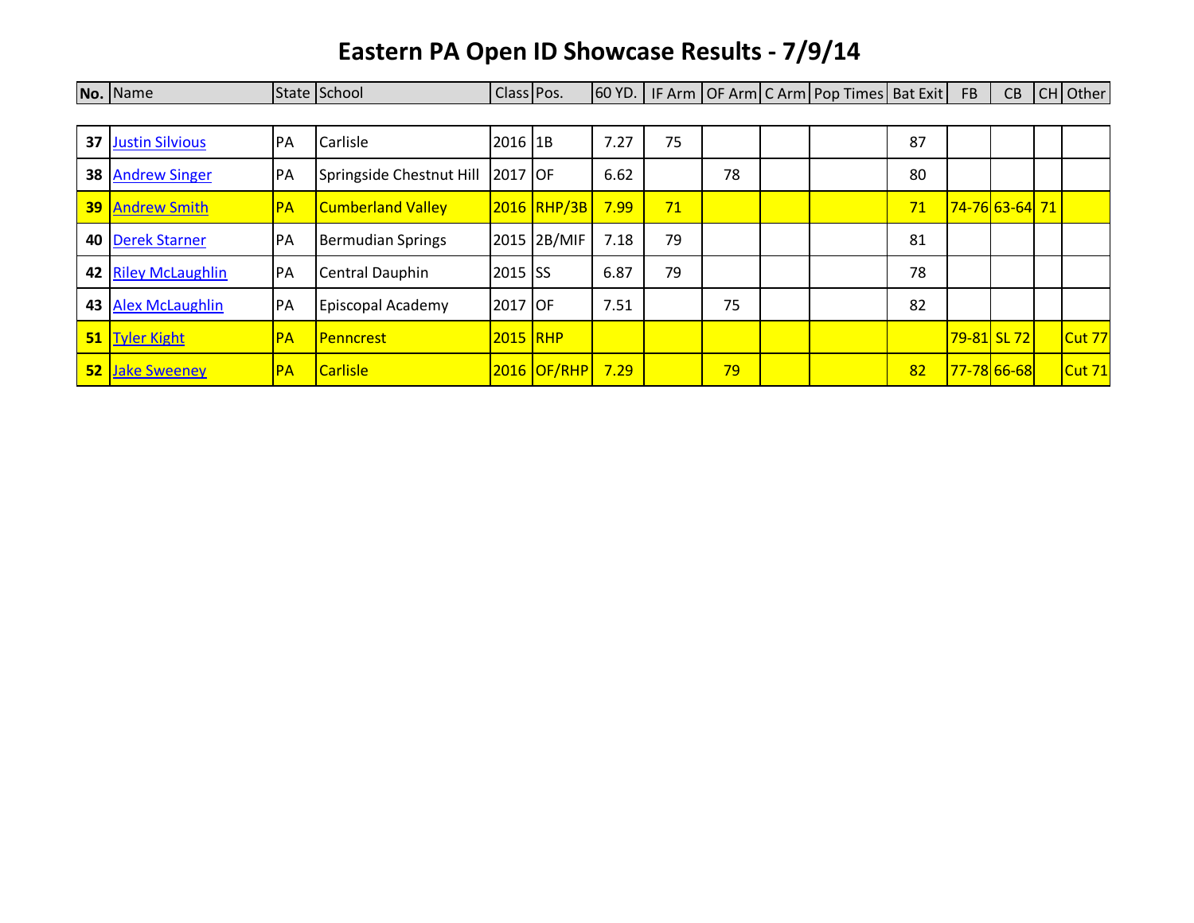# Eastern PA Open ID Showcase Results - 7/9/14

| No. | Name | State | School | Class | Pos. | 60 YD. | IF Arm | OF Arm | C Arm | Pop Times | Bat Exit | FB | CB | CH | Other |
|---|---|---|---|---|---|---|---|---|---|---|---|---|---|---|---|
| **37** | Justin Silvious | PA | Carlisle | 2016 | 1B | 7.27 | 75 | | | | 87 | | | | |
| **38** | Andrew Singer | PA | Springside Chestnut Hill | 2017 | OF | 6.62 | | 78 | | | 80 | | | | |
| **39** | Andrew Smith | PA | Cumberland Valley | 2016 | RHP/3B | 7.99 | 71 | | | | 71 | 74-76 | 63-64 | 71 | |
| **40** | Derek Starner | PA | Bermudian Springs | 2015 | 2B/MIF | 7.18 | 79 | | | | 81 | | | | |
| **42** | Riley McLaughlin | PA | Central Dauphin | 2015 | SS | 6.87 | 79 | | | | 78 | | | | |
| **43** | Alex McLaughlin | PA | Episcopal Academy | 2017 | OF | 7.51 | | 75 | | | 82 | | | | |
| **51** | Tyler Kight | PA | Penncrest | 2015 | RHP | | | | | | | 79-81 | SL 72 | | Cut 77 |
| **52** | Jake Sweeney | PA | Carlisle | 2016 | OF/RHP | 7.29 | | 79 | | | 82 | 77-78 | 66-68 | | Cut 71 |